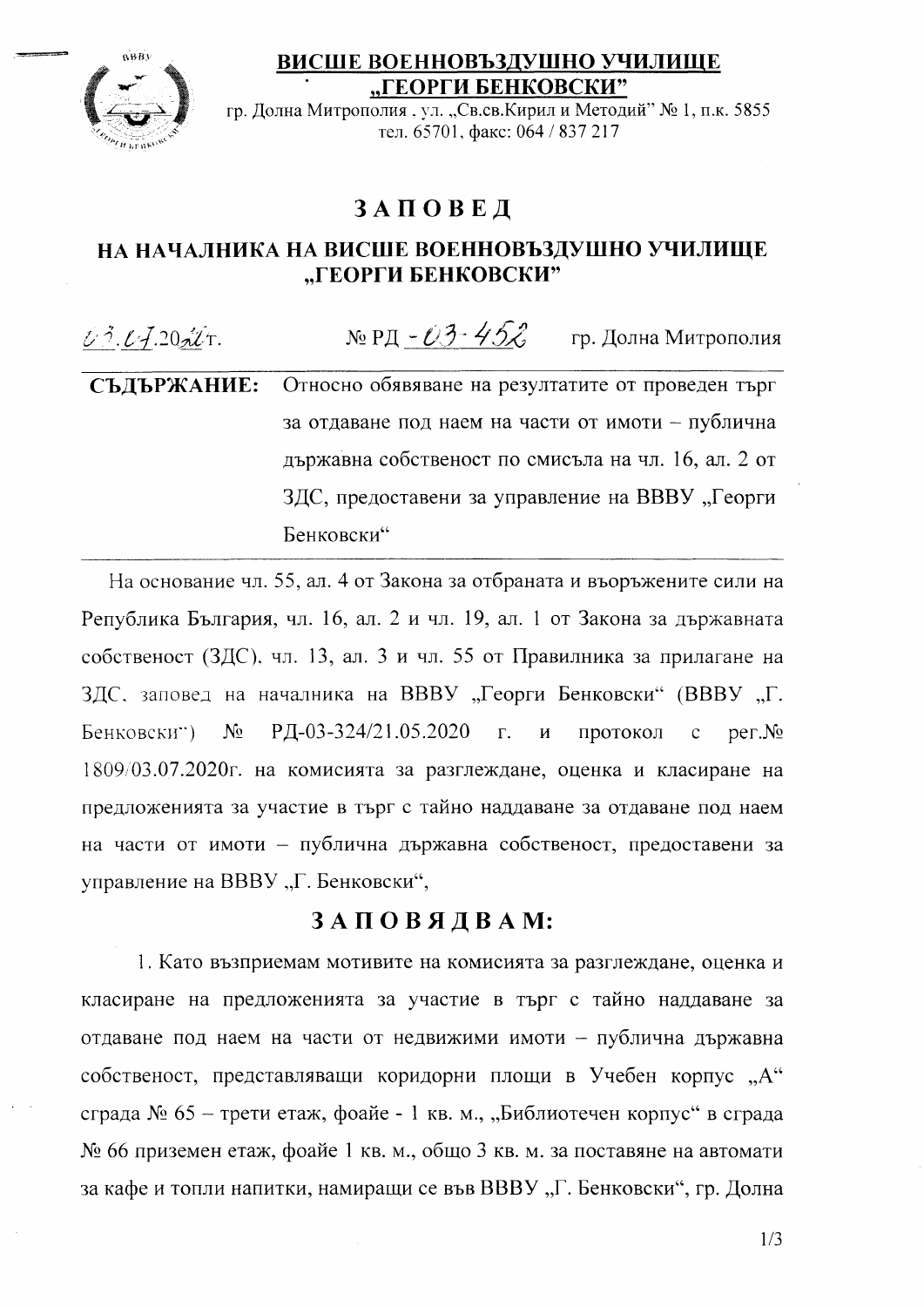**ВИСШЕ ВОЕННОВЪЗДУШНО УЧИЛИЩЕ „ГЕОРГИ БЕНКОВСКИ"**

гр. Долна Митрополия , ул. „Св.св.Кирил и Методий" № 1, п.к. 5855
тел. 65701, факс: 064 / 837 217

# ЗАПОВЕД

## НА НАЧАЛНИКА НА ВИСШЕ ВОЕННОВЪЗДУШНО УЧИЛИЩЕ „ГЕОРГИ БЕНКОВСКИ"

03.07.2020г. № РД - 03-452 гр. Долна Митрополия

**СЪДЪРЖАНИЕ:** Относно обявяване на резултатите от проведен търг за отдаване под наем на части от имоти – публична държавна собственост по смисъла на чл. 16, ал. 2 от ЗДС, предоставени за управление на ВВВУ „Георги Бенковски"

На основание чл. 55, ал. 4 от Закона за отбраната и въоръжените сили на Република България, чл. 16, ал. 2 и чл. 19, ал. 1 от Закона за държавната собственост (ЗДС), чл. 13, ал. 3 и чл. 55 от Правилника за прилагане на ЗДС, заповед на началника на ВВВУ „Георги Бенковски" (ВВВУ „Г. Бенковски") № РД-03-324/21.05.2020 г. и протокол с рег.№ 1809/03.07.2020г. на комисията за разглеждане, оценка и класиране на предложенията за участие в търг с тайно наддаване за отдаване под наем на части от имоти – публична държавна собственост, предоставени за управление на ВВВУ „Г. Бенковски",

## ЗАПОВЯДВАМ:

1. Като възприемам мотивите на комисията за разглеждане, оценка и класиране на предложенията за участие в търг с тайно наддаване за отдаване под наем на части от недвижими имоти – публична държавна собственост, представляващи коридорни площи в Учебен корпус „А" сграда № 65 – трети етаж, фоайе - 1 кв. м., „Библиотечен корпус" в сграда № 66 приземен етаж, фоайе 1 кв. м., общо 3 кв. м. за поставяне на автомати за кафе и топли напитки, намиращи се във ВВВУ „Г. Бенковски", гр. Долна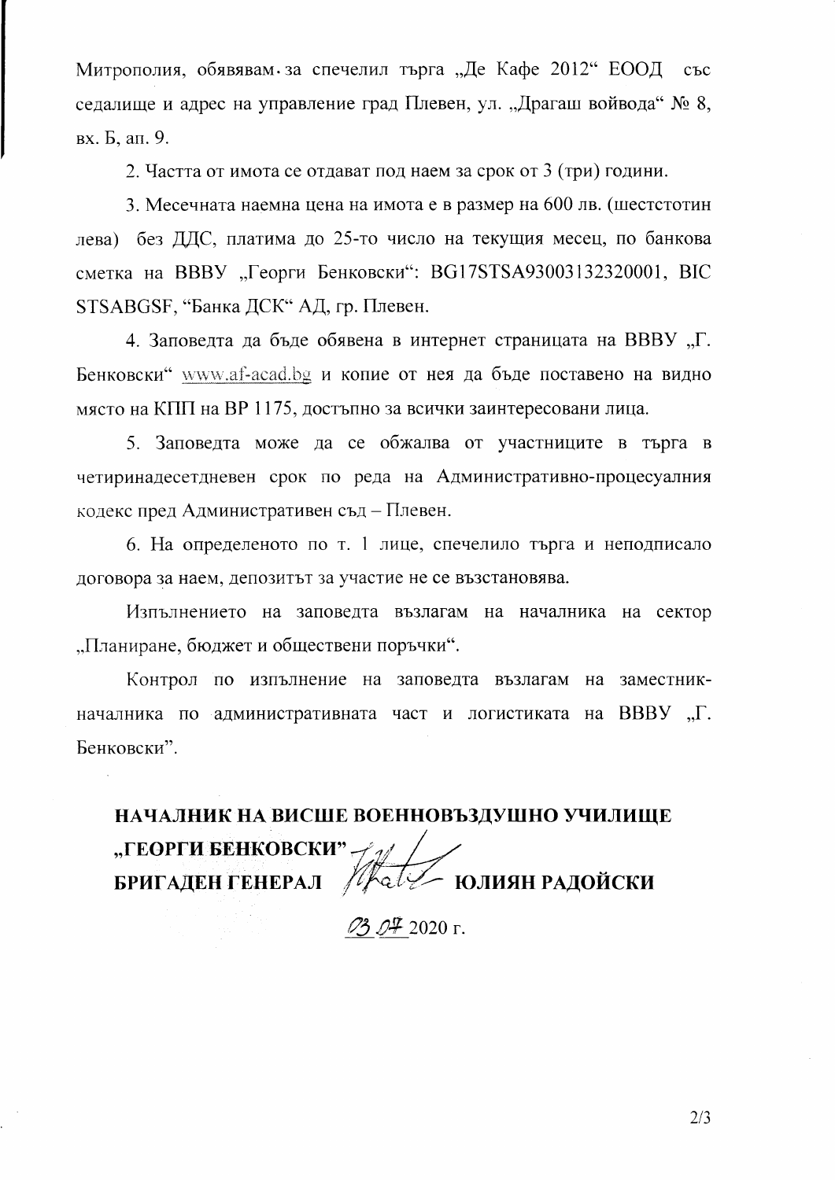Митрополия, обявявам за спечелил търга „Де Кафе 2012" ЕООД със седалище и адрес на управление град Плевен, ул. „Драгаш войвода" № 8, вх. Б, ап. 9.

2. Частта от имота се отдават под наем за срок от 3 (три) години.

3. Месечната наемна цена на имота е в размер на 600 лв. (шестстотин лева) без ДДС, платима до 25-то число на текущия месец, по банкова сметка на ВВВУ „Георги Бенковски": BG17STSA93003132320001, BIC STSABGSF, "Банка ДСК" АД, гр. Плевен.

4. Заповедта да бъде обявена в интернет страницата на ВВВУ „Г. Бенковски" www.af-acad.bg и копие от нея да бъде поставено на видно място на КПП на ВР 1175, достъпно за всички заинтересовани лица.

5. Заповедта може да се обжалва от участниците в търга в четиринадесетдневен срок по реда на Административно-процесуалния кодекс пред Административен съд – Плевен.

6. На определеното по т. 1 лице, спечелило търга и неподписало договора за наем, депозитът за участие не се възстановява.

Изпълнението на заповедта възлагам на началника на сектор „Планиране, бюджет и обществени поръчки".

Контрол по изпълнение на заповедта възлагам на заместник-началника по административната част и логистиката на ВВВУ „Г. Бенковски".

**НАЧАЛНИК НА ВИСШЕ ВОЕННОВЪЗДУШНО УЧИЛИЩЕ „ГЕОРГИ БЕНКОВСКИ"**
**БРИГАДЕН ГЕНЕРАЛ ЮЛИЯН РАДОЙСКИ**

03.07.2020 г.